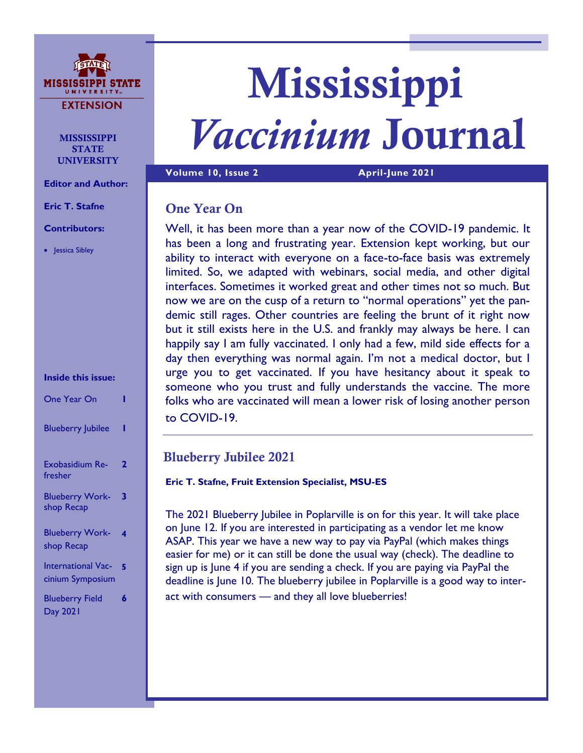# Mississippi *Vaccinium* Journal

**Volume 10, Issue 2** **April-June 2021**

MISSISSIPPI STATE UNIVERSITY EXTENSION

MISSISSIPPI STATE UNIVERSITY

**Editor and Author:**

**Eric T. Stafne**

**Contributors:**

- Jessica Sibley

**Inside this issue:**

| | |
|---|---|
| One Year On | 1 |
| Blueberry Jubilee | 1 |
| Exobasidium Refresher | 2 |
| Blueberry Workshop Recap | 3 |
| Blueberry Workshop Recap | 4 |
| International Vaccinium Symposium | 5 |
| Blueberry Field Day 2021 | 6 |

## One Year On

Well, it has been more than a year now of the COVID-19 pandemic. It has been a long and frustrating year. Extension kept working, but our ability to interact with everyone on a face-to-face basis was extremely limited. So, we adapted with webinars, social media, and other digital interfaces. Sometimes it worked great and other times not so much. But now we are on the cusp of a return to "normal operations" yet the pandemic still rages. Other countries are feeling the brunt of it right now but it still exists here in the U.S. and frankly may always be here. I can happily say I am fully vaccinated. I only had a few, mild side effects for a day then everything was normal again. I'm not a medical doctor, but I urge you to get vaccinated. If you have hesitancy about it speak to someone who you trust and fully understands the vaccine. The more folks who are vaccinated will mean a lower risk of losing another person to COVID-19.

## Blueberry Jubilee 2021

**Eric T. Stafne, Fruit Extension Specialist, MSU-ES**

The 2021 Blueberry Jubilee in Poplarville is on for this year. It will take place on June 12. If you are interested in participating as a vendor let me know ASAP. This year we have a new way to pay via PayPal (which makes things easier for me) or it can still be done the usual way (check). The deadline to sign up is June 4 if you are sending a check. If you are paying via PayPal the deadline is June 10. The blueberry jubilee in Poplarville is a good way to interact with consumers — and they all love blueberries!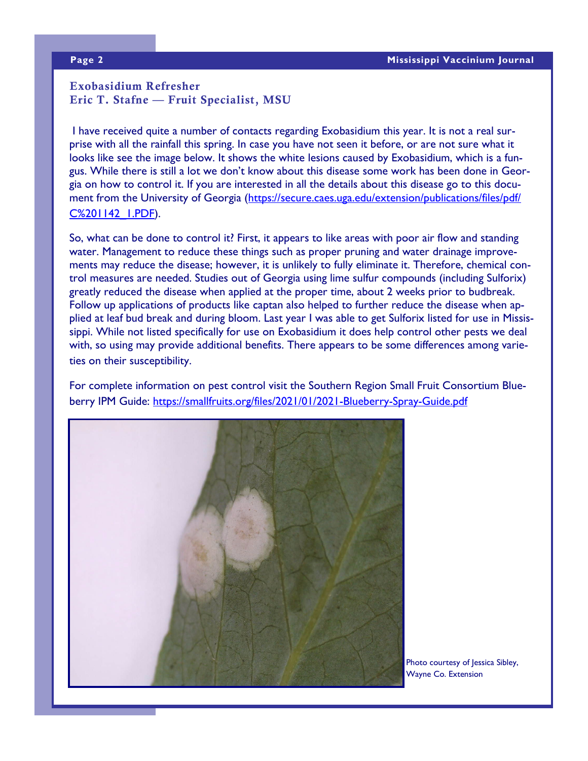## Exobasidium Refresher
## Eric T. Stafne — Fruit Specialist, MSU

I have received quite a number of contacts regarding Exobasidium this year. It is not a real surprise with all the rainfall this spring. In case you have not seen it before, or are not sure what it looks like see the image below. It shows the white lesions caused by Exobasidium, which is a fungus. While there is still a lot we don't know about this disease some work has been done in Georgia on how to control it. If you are interested in all the details about this disease go to this document from the University of Georgia (https://secure.caes.uga.edu/extension/publications/files/pdf/C%201142_1.PDF).

So, what can be done to control it? First, it appears to like areas with poor air flow and standing water. Management to reduce these things such as proper pruning and water drainage improvements may reduce the disease; however, it is unlikely to fully eliminate it. Therefore, chemical control measures are needed. Studies out of Georgia using lime sulfur compounds (including Sulforix) greatly reduced the disease when applied at the proper time, about 2 weeks prior to budbreak. Follow up applications of products like captan also helped to further reduce the disease when applied at leaf bud break and during bloom. Last year I was able to get Sulforix listed for use in Mississippi. While not listed specifically for use on Exobasidium it does help control other pests we deal with, so using may provide additional benefits. There appears to be some differences among varieties on their susceptibility.

For complete information on pest control visit the Southern Region Small Fruit Consortium Blueberry IPM Guide: https://smallfruits.org/files/2021/01/2021-Blueberry-Spray-Guide.pdf

Photo courtesy of Jessica Sibley, Wayne Co. Extension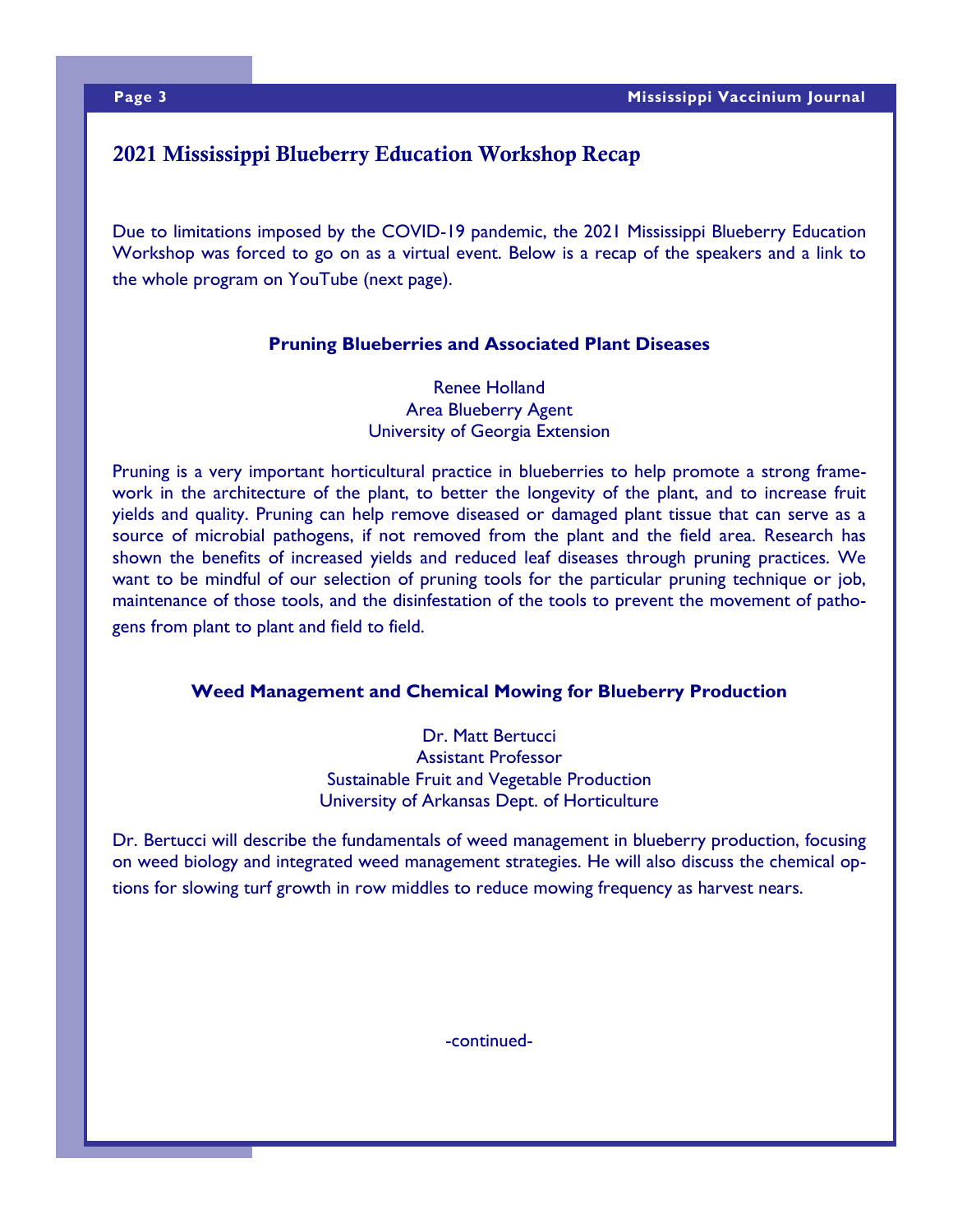## 2021 Mississippi Blueberry Education Workshop Recap

Due to limitations imposed by the COVID-19 pandemic, the 2021 Mississippi Blueberry Education Workshop was forced to go on as a virtual event. Below is a recap of the speakers and a link to the whole program on YouTube (next page).

### Pruning Blueberries and Associated Plant Diseases

Renee Holland
Area Blueberry Agent
University of Georgia Extension

Pruning is a very important horticultural practice in blueberries to help promote a strong framework in the architecture of the plant, to better the longevity of the plant, and to increase fruit yields and quality. Pruning can help remove diseased or damaged plant tissue that can serve as a source of microbial pathogens, if not removed from the plant and the field area. Research has shown the benefits of increased yields and reduced leaf diseases through pruning practices. We want to be mindful of our selection of pruning tools for the particular pruning technique or job, maintenance of those tools, and the disinfestation of the tools to prevent the movement of pathogens from plant to plant and field to field.

### Weed Management and Chemical Mowing for Blueberry Production

Dr. Matt Bertucci
Assistant Professor
Sustainable Fruit and Vegetable Production
University of Arkansas Dept. of Horticulture

Dr. Bertucci will describe the fundamentals of weed management in blueberry production, focusing on weed biology and integrated weed management strategies. He will also discuss the chemical options for slowing turf growth in row middles to reduce mowing frequency as harvest nears.

-continued-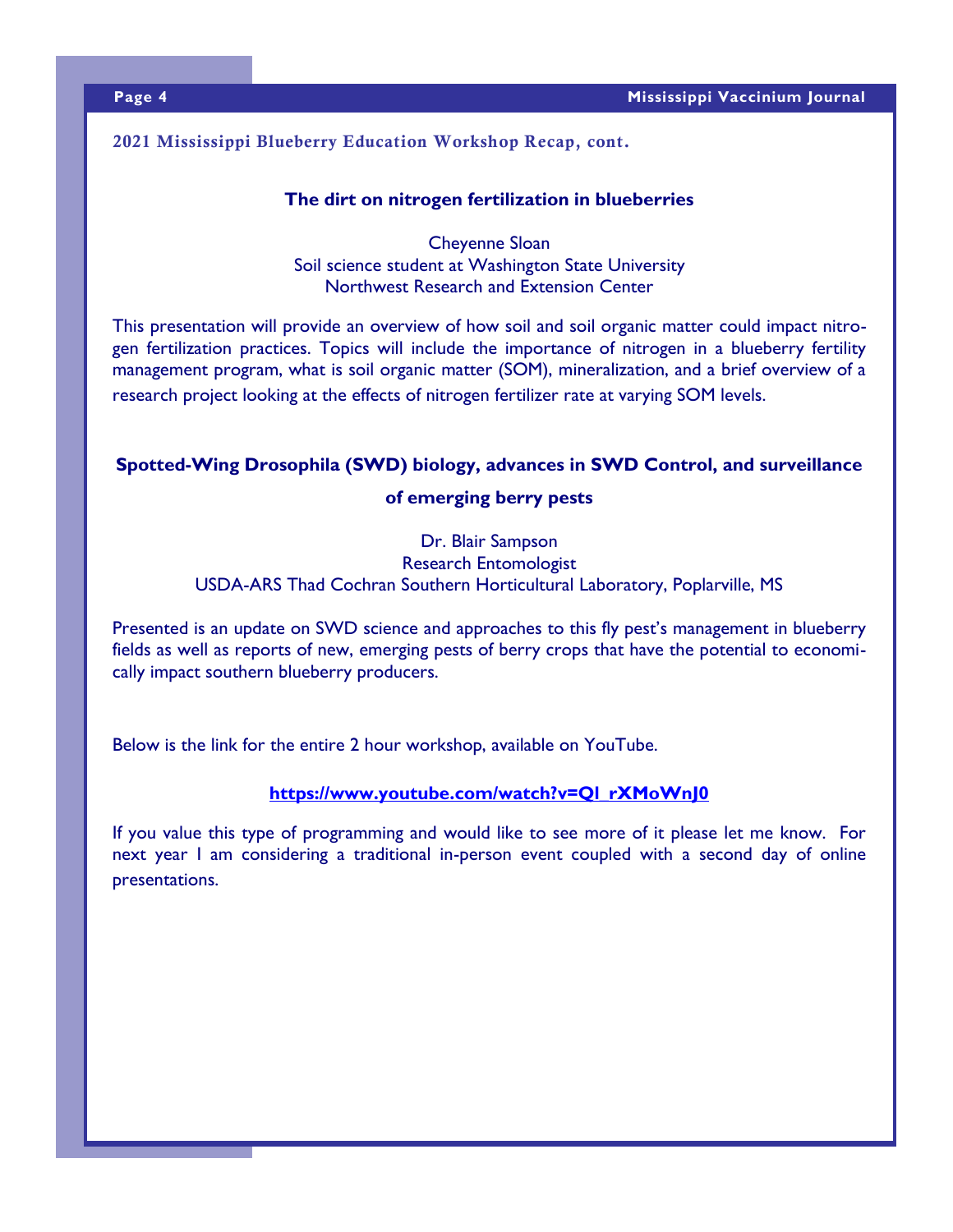## 2021 Mississippi Blueberry Education Workshop Recap, cont.

### The dirt on nitrogen fertilization in blueberries

Cheyenne Sloan
Soil science student at Washington State University
Northwest Research and Extension Center

This presentation will provide an overview of how soil and soil organic matter could impact nitrogen fertilization practices. Topics will include the importance of nitrogen in a blueberry fertility management program, what is soil organic matter (SOM), mineralization, and a brief overview of a research project looking at the effects of nitrogen fertilizer rate at varying SOM levels.

### Spotted-Wing Drosophila (SWD) biology, advances in SWD Control, and surveillance of emerging berry pests

Dr. Blair Sampson
Research Entomologist
USDA-ARS Thad Cochran Southern Horticultural Laboratory, Poplarville, MS

Presented is an update on SWD science and approaches to this fly pest's management in blueberry fields as well as reports of new, emerging pests of berry crops that have the potential to economically impact southern blueberry producers.

Below is the link for the entire 2 hour workshop, available on YouTube.

**https://www.youtube.com/watch?v=QI_rXMoWnJ0**

If you value this type of programming and would like to see more of it please let me know. For next year I am considering a traditional in-person event coupled with a second day of online presentations.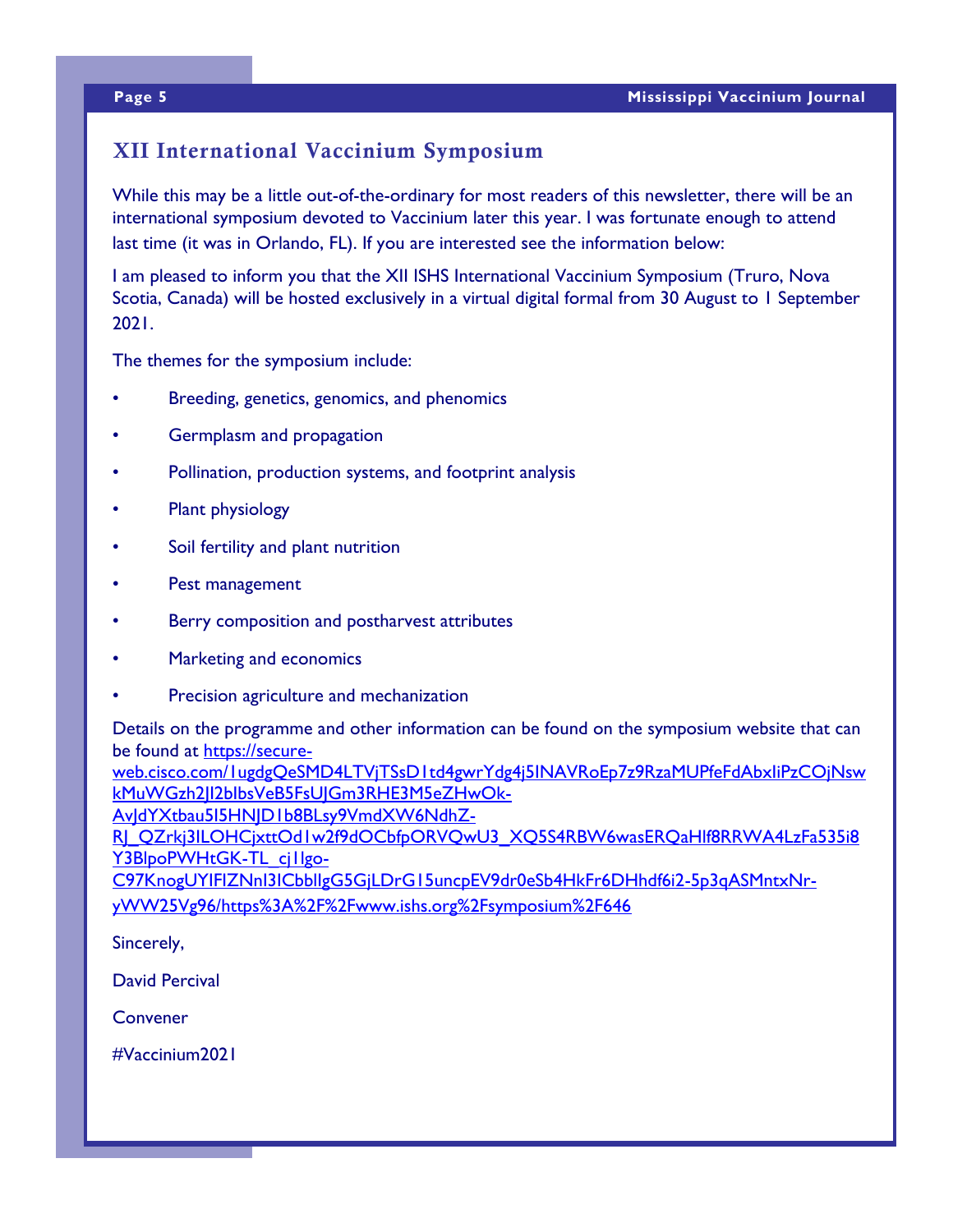## XII International Vaccinium Symposium

While this may be a little out-of-the-ordinary for most readers of this newsletter, there will be an international symposium devoted to Vaccinium later this year. I was fortunate enough to attend last time (it was in Orlando, FL). If you are interested see the information below:

I am pleased to inform you that the XII ISHS International Vaccinium Symposium (Truro, Nova Scotia, Canada) will be hosted exclusively in a virtual digital formal from 30 August to 1 September 2021.

The themes for the symposium include:

- Breeding, genetics, genomics, and phenomics
- Germplasm and propagation
- Pollination, production systems, and footprint analysis
- Plant physiology
- Soil fertility and plant nutrition
- Pest management
- Berry composition and postharvest attributes
- Marketing and economics
- Precision agriculture and mechanization

Details on the programme and other information can be found on the symposium website that can be found at https://secure-web.cisco.com/1ugdgQeSMD4LTVjTSsD1td4gwrYdg4j5INAVRoEp7z9RzaMUPfeFdAbxIiPzCOjNswkMuWGzh2JI2bIbsVeB5FsUJGm3RHE3M5eZHwOk-AvJdYXtbau5I5HNJD1b8BLsy9VmdXW6NdhZ-RJ_QZrkj3ILOHCjxttOd1w2f9dOCbfpORVQwU3_XQ5S4RBW6wasERQaHIf8RRWA4LzFa535i8Y3BIpoPWHtGK-TL_cj1lgo-C97KnogUYIFlZNnI3ICbbIlgG5GjLDrG15uncpEV9dr0eSb4HkFr6DHhdf6i2-5p3qASMntxNr-yWW25Vg96/https%3A%2F%2Fwww.ishs.org%2Fsymposium%2F646

Sincerely,

David Percival

Convener

#Vaccinium2021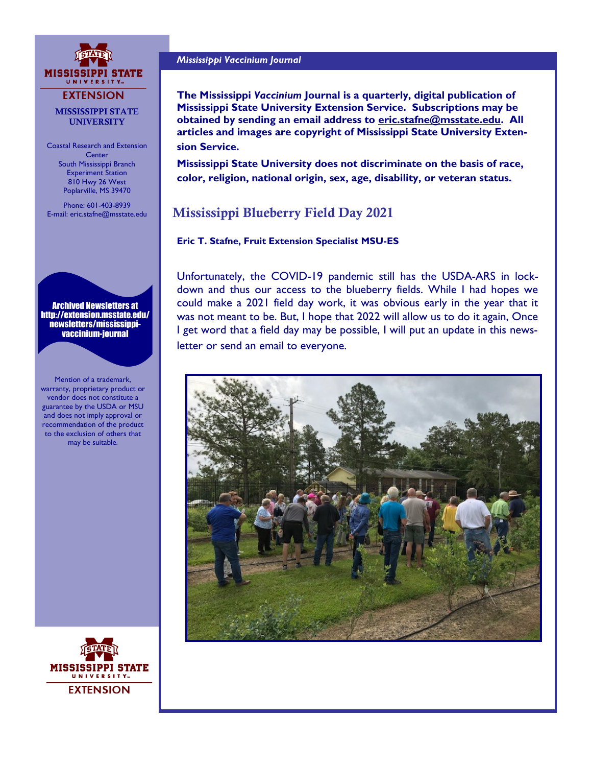**MISSISSIPPI STATE UNIVERSITY**

Coastal Research and Extension Center
South Mississippi Branch Experiment Station
810 Hwy 26 West
Poplarville, MS 39470

Phone: 601-403-8939
E-mail: eric.stafne@msstate.edu

**Archived Newsletters at http://extension.msstate.edu/newsletters/mississippi-vaccinium-journal**

Mention of a trademark, warranty, proprietary product or vendor does not constitute a guarantee by the USDA or MSU and does not imply approval or recommendation of the product to the exclusion of others that may be suitable.

**The Mississippi *Vaccinium* Journal is a quarterly, digital publication of Mississippi State University Extension Service. Subscriptions may be obtained by sending an email address to eric.stafne@msstate.edu. All articles and images are copyright of Mississippi State University Extension Service.**

**Mississippi State University does not discriminate on the basis of race, color, religion, national origin, sex, age, disability, or veteran status.**

## Mississippi Blueberry Field Day 2021

**Eric T. Stafne, Fruit Extension Specialist MSU-ES**

Unfortunately, the COVID-19 pandemic still has the USDA-ARS in lockdown and thus our access to the blueberry fields. While I had hopes we could make a 2021 field day work, it was obvious early in the year that it was not meant to be. But, I hope that 2022 will allow us to do it again, Once I get word that a field day may be possible, I will put an update in this newsletter or send an email to everyone.